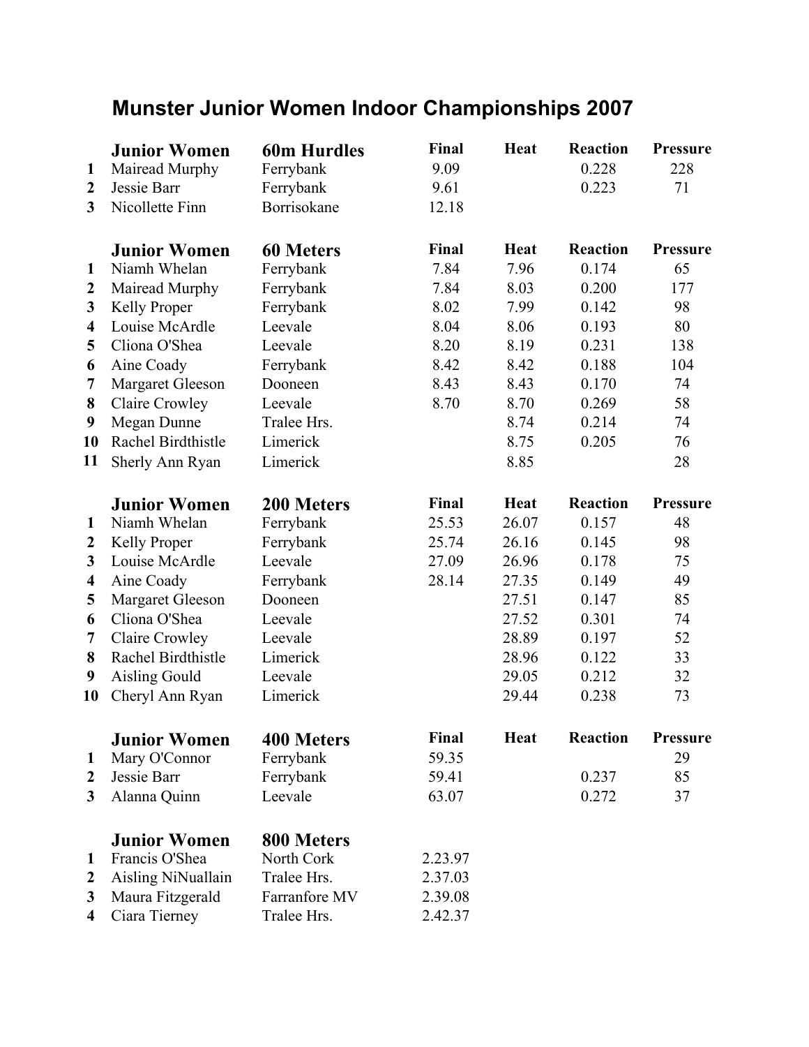# Munster Junior Women Indoor Championships 2007

| | Junior Women | 60m Hurdles | Final | Heat | Reaction | Pressure |
|---|---|---|---|---|---|---|
| 1 | Mairead Murphy | Ferrybank | 9.09 | | 0.228 | 228 |
| 2 | Jessie Barr | Ferrybank | 9.61 | | 0.223 | 71 |
| 3 | Nicollette Finn | Borrisokane | 12.18 | | | |

| | Junior Women | 60 Meters | Final | Heat | Reaction | Pressure |
|---|---|---|---|---|---|---|
| 1 | Niamh Whelan | Ferrybank | 7.84 | 7.96 | 0.174 | 65 |
| 2 | Mairead Murphy | Ferrybank | 7.84 | 8.03 | 0.200 | 177 |
| 3 | Kelly Proper | Ferrybank | 8.02 | 7.99 | 0.142 | 98 |
| 4 | Louise McArdle | Leevale | 8.04 | 8.06 | 0.193 | 80 |
| 5 | Cliona O'Shea | Leevale | 8.20 | 8.19 | 0.231 | 138 |
| 6 | Aine Coady | Ferrybank | 8.42 | 8.42 | 0.188 | 104 |
| 7 | Margaret Gleeson | Dooneen | 8.43 | 8.43 | 0.170 | 74 |
| 8 | Claire Crowley | Leevale | 8.70 | 8.70 | 0.269 | 58 |
| 9 | Megan Dunne | Tralee Hrs. | | 8.74 | 0.214 | 74 |
| 10 | Rachel Birdthistle | Limerick | | 8.75 | 0.205 | 76 |
| 11 | Sherly Ann Ryan | Limerick | | 8.85 | | 28 |

| | Junior Women | 200 Meters | Final | Heat | Reaction | Pressure |
|---|---|---|---|---|---|---|
| 1 | Niamh Whelan | Ferrybank | 25.53 | 26.07 | 0.157 | 48 |
| 2 | Kelly Proper | Ferrybank | 25.74 | 26.16 | 0.145 | 98 |
| 3 | Louise McArdle | Leevale | 27.09 | 26.96 | 0.178 | 75 |
| 4 | Aine Coady | Ferrybank | 28.14 | 27.35 | 0.149 | 49 |
| 5 | Margaret Gleeson | Dooneen | | 27.51 | 0.147 | 85 |
| 6 | Cliona O'Shea | Leevale | | 27.52 | 0.301 | 74 |
| 7 | Claire Crowley | Leevale | | 28.89 | 0.197 | 52 |
| 8 | Rachel Birdthistle | Limerick | | 28.96 | 0.122 | 33 |
| 9 | Aisling Gould | Leevale | | 29.05 | 0.212 | 32 |
| 10 | Cheryl Ann Ryan | Limerick | | 29.44 | 0.238 | 73 |

| | Junior Women | 400 Meters | Final | Heat | Reaction | Pressure |
|---|---|---|---|---|---|---|
| 1 | Mary O'Connor | Ferrybank | 59.35 | | | 29 |
| 2 | Jessie Barr | Ferrybank | 59.41 | | 0.237 | 85 |
| 3 | Alanna Quinn | Leevale | 63.07 | | 0.272 | 37 |

| | Junior Women | 800 Meters | |
|---|---|---|---|
| 1 | Francis O'Shea | North Cork | 2.23.97 |
| 2 | Aisling NiNuallain | Tralee Hrs. | 2.37.03 |
| 3 | Maura Fitzgerald | Farranfore MV | 2.39.08 |
| 4 | Ciara Tierney | Tralee Hrs. | 2.42.37 |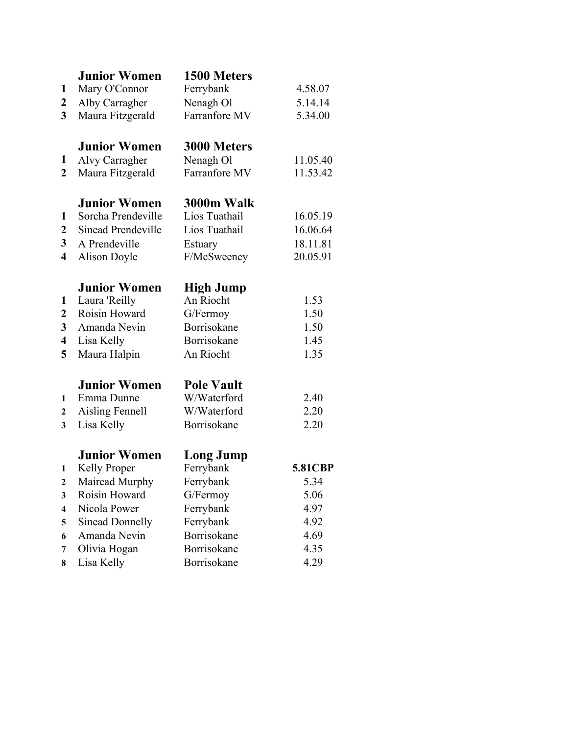| | Junior Women | 1500 Meters | |
|---|---|---|---|
| 1 | Mary O'Connor | Ferrybank | 4.58.07 |
| 2 | Alby Carragher | Nenagh Ol | 5.14.14 |
| 3 | Maura Fitzgerald | Farranfore MV | 5.34.00 |

| | Junior Women | 3000 Meters | |
|---|---|---|---|
| 1 | Alvy Carragher | Nenagh Ol | 11.05.40 |
| 2 | Maura Fitzgerald | Farranfore MV | 11.53.42 |

| | Junior Women | 3000m Walk | |
|---|---|---|---|
| 1 | Sorcha Prendeville | Lios Tuathail | 16.05.19 |
| 2 | Sinead Prendeville | Lios Tuathail | 16.06.64 |
| 3 | A Prendeville | Estuary | 18.11.81 |
| 4 | Alison Doyle | F/McSweeney | 20.05.91 |

| | Junior Women | High Jump | |
|---|---|---|---|
| 1 | Laura 'Reilly | An Riocht | 1.53 |
| 2 | Roisin Howard | G/Fermoy | 1.50 |
| 3 | Amanda Nevin | Borrisokane | 1.50 |
| 4 | Lisa Kelly | Borrisokane | 1.45 |
| 5 | Maura Halpin | An Riocht | 1.35 |

| | Junior Women | Pole Vault | |
|---|---|---|---|
| 1 | Emma Dunne | W/Waterford | 2.40 |
| 2 | Aisling Fennell | W/Waterford | 2.20 |
| 3 | Lisa Kelly | Borrisokane | 2.20 |

| | Junior Women | Long Jump | |
|---|---|---|---|
| 1 | Kelly Proper | Ferrybank | **5.81CBP** |
| 2 | Mairead Murphy | Ferrybank | 5.34 |
| 3 | Roisin Howard | G/Fermoy | 5.06 |
| 4 | Nicola Power | Ferrybank | 4.97 |
| 5 | Sinead Donnelly | Ferrybank | 4.92 |
| 6 | Amanda Nevin | Borrisokane | 4.69 |
| 7 | Olivia Hogan | Borrisokane | 4.35 |
| 8 | Lisa Kelly | Borrisokane | 4.29 |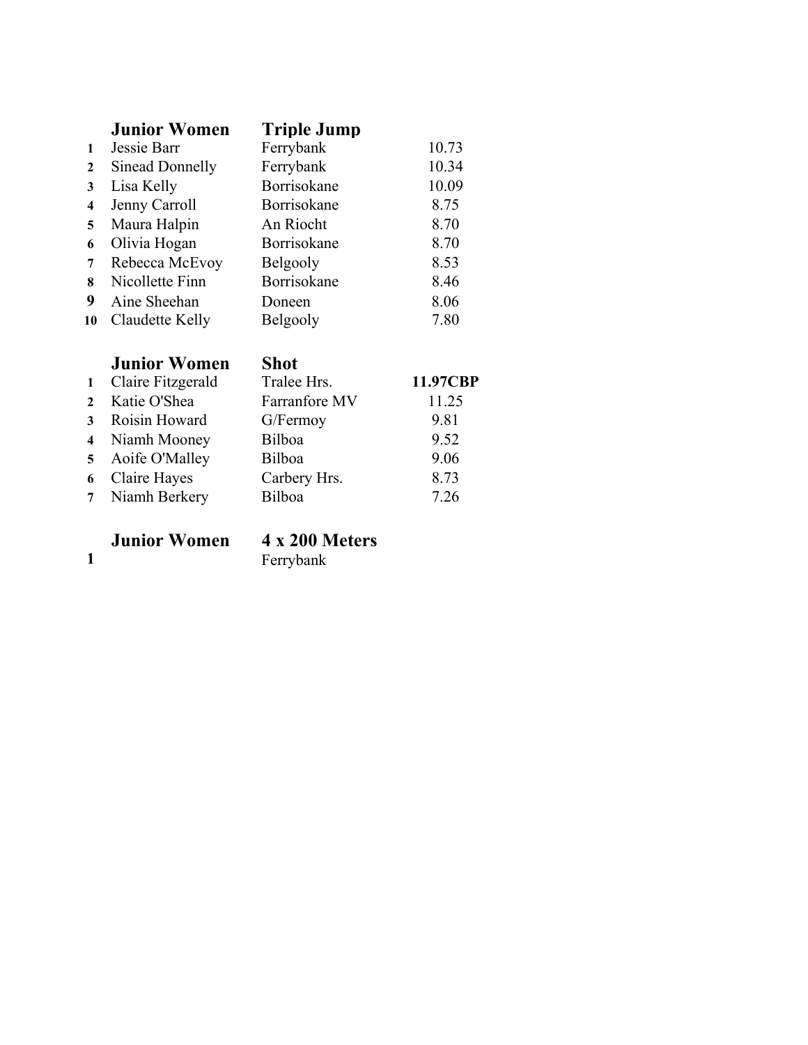| | Junior Women | Triple Jump | |
|---|---|---|---|
| 1 | Jessie Barr | Ferrybank | 10.73 |
| 2 | Sinead Donnelly | Ferrybank | 10.34 |
| 3 | Lisa Kelly | Borrisokane | 10.09 |
| 4 | Jenny Carroll | Borrisokane | 8.75 |
| 5 | Maura Halpin | An Riocht | 8.70 |
| 6 | Olivia Hogan | Borrisokane | 8.70 |
| 7 | Rebecca McEvoy | Belgooly | 8.53 |
| 8 | Nicollette Finn | Borrisokane | 8.46 |
| 9 | Aine Sheehan | Doneen | 8.06 |
| 10 | Claudette Kelly | Belgooly | 7.80 |

| | Junior Women | Shot | |
|---|---|---|---|
| 1 | Claire Fitzgerald | Tralee Hrs. | **11.97CBP** |
| 2 | Katie O'Shea | Farranfore MV | 11.25 |
| 3 | Roisin Howard | G/Fermoy | 9.81 |
| 4 | Niamh Mooney | Bilboa | 9.52 |
| 5 | Aoife O'Malley | Bilboa | 9.06 |
| 6 | Claire Hayes | Carbery Hrs. | 8.73 |
| 7 | Niamh Berkery | Bilboa | 7.26 |

| | Junior Women | 4 x 200 Meters |
|---|---|---|
| 1 | | Ferrybank |